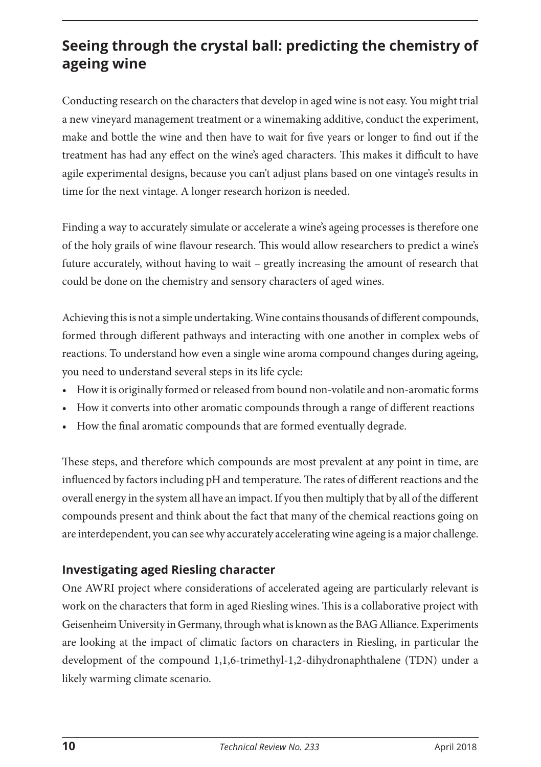## Seeing through the crystal ball: predicting the chemistry of ageing wine

Conducting research on the characters that develop in aged wine is not easy. You might trial a new vineyard management treatment or a winemaking additive, conduct the experiment, make and bottle the wine and then have to wait for five years or longer to find out if the treatment has had any effect on the wine's aged characters. This makes it difficult to have agile experimental designs, because you can't adjust plans based on one vintage's results in time for the next vintage. A longer research horizon is needed.

Finding a way to accurately simulate or accelerate a wine's ageing processes is therefore one of the holy grails of wine flavour research. This would allow researchers to predict a wine's future accurately, without having to wait – greatly increasing the amount of research that could be done on the chemistry and sensory characters of aged wines.

Achieving this is not a simple undertaking. Wine contains thousands of different compounds, formed through different pathways and interacting with one another in complex webs of reactions. To understand how even a single wine aroma compound changes during ageing, you need to understand several steps in its life cycle:

- How it is originally formed or released from bound non-volatile and non-aromatic forms
- How it converts into other aromatic compounds through a range of different reactions
- How the final aromatic compounds that are formed eventually degrade.

These steps, and therefore which compounds are most prevalent at any point in time, are influenced by factors including pH and temperature. The rates of different reactions and the overall energy in the system all have an impact. If you then multiply that by all of the different compounds present and think about the fact that many of the chemical reactions going on are interdependent, you can see why accurately accelerating wine ageing is a major challenge.

### Investigating aged Riesling character

One AWRI project where considerations of accelerated ageing are particularly relevant is work on the characters that form in aged Riesling wines. This is a collaborative project with Geisenheim University in Germany, through what is known as the BAG Alliance. Experiments are looking at the impact of climatic factors on characters in Riesling, in particular the development of the compound 1,1,6-trimethyl-1,2-dihydronaphthalene (TDN) under a likely warming climate scenario.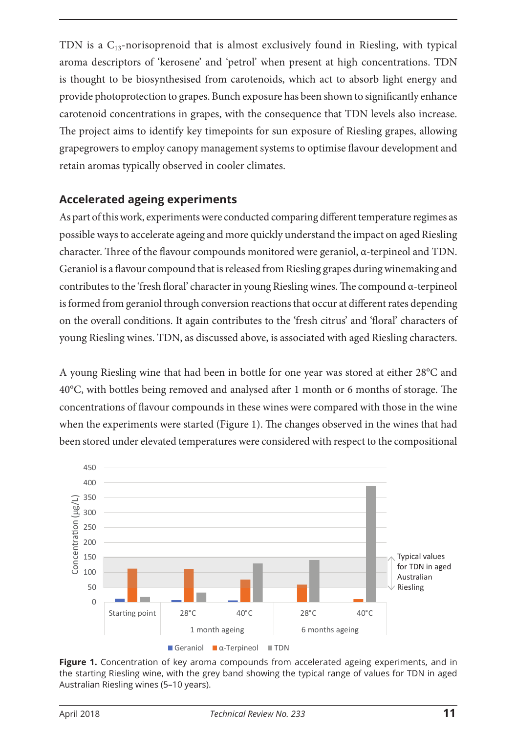TDN is a $C_{13}$-norisoprenoid that is almost exclusively found in Riesling, with typical aroma descriptors of 'kerosene' and 'petrol' when present at high concentrations. TDN is thought to be biosynthesised from carotenoids, which act to absorb light energy and provide photoprotection to grapes. Bunch exposure has been shown to significantly enhance carotenoid concentrations in grapes, with the consequence that TDN levels also increase. The project aims to identify key timepoints for sun exposure of Riesling grapes, allowing grapegrowers to employ canopy management systems to optimise flavour development and retain aromas typically observed in cooler climates.

## Accelerated ageing experiments

As part of this work, experiments were conducted comparing different temperature regimes as possible ways to accelerate ageing and more quickly understand the impact on aged Riesling character. Three of the flavour compounds monitored were geraniol, α-terpineol and TDN. Geraniol is a flavour compound that is released from Riesling grapes during winemaking and contributes to the 'fresh floral' character in young Riesling wines. The compound α-terpineol is formed from geraniol through conversion reactions that occur at different rates depending on the overall conditions. It again contributes to the 'fresh citrus' and 'floral' characters of young Riesling wines. TDN, as discussed above, is associated with aged Riesling characters.

A young Riesling wine that had been in bottle for one year was stored at either 28°C and 40°C, with bottles being removed and analysed after 1 month or 6 months of storage. The concentrations of flavour compounds in these wines were compared with those in the wine when the experiments were started (Figure 1). The changes observed in the wines that had been stored under elevated temperatures were considered with respect to the compositional

**Figure 1.** Concentration of key aroma compounds from accelerated ageing experiments, and in the starting Riesling wine, with the grey band showing the typical range of values for TDN in aged Australian Riesling wines (5–10 years).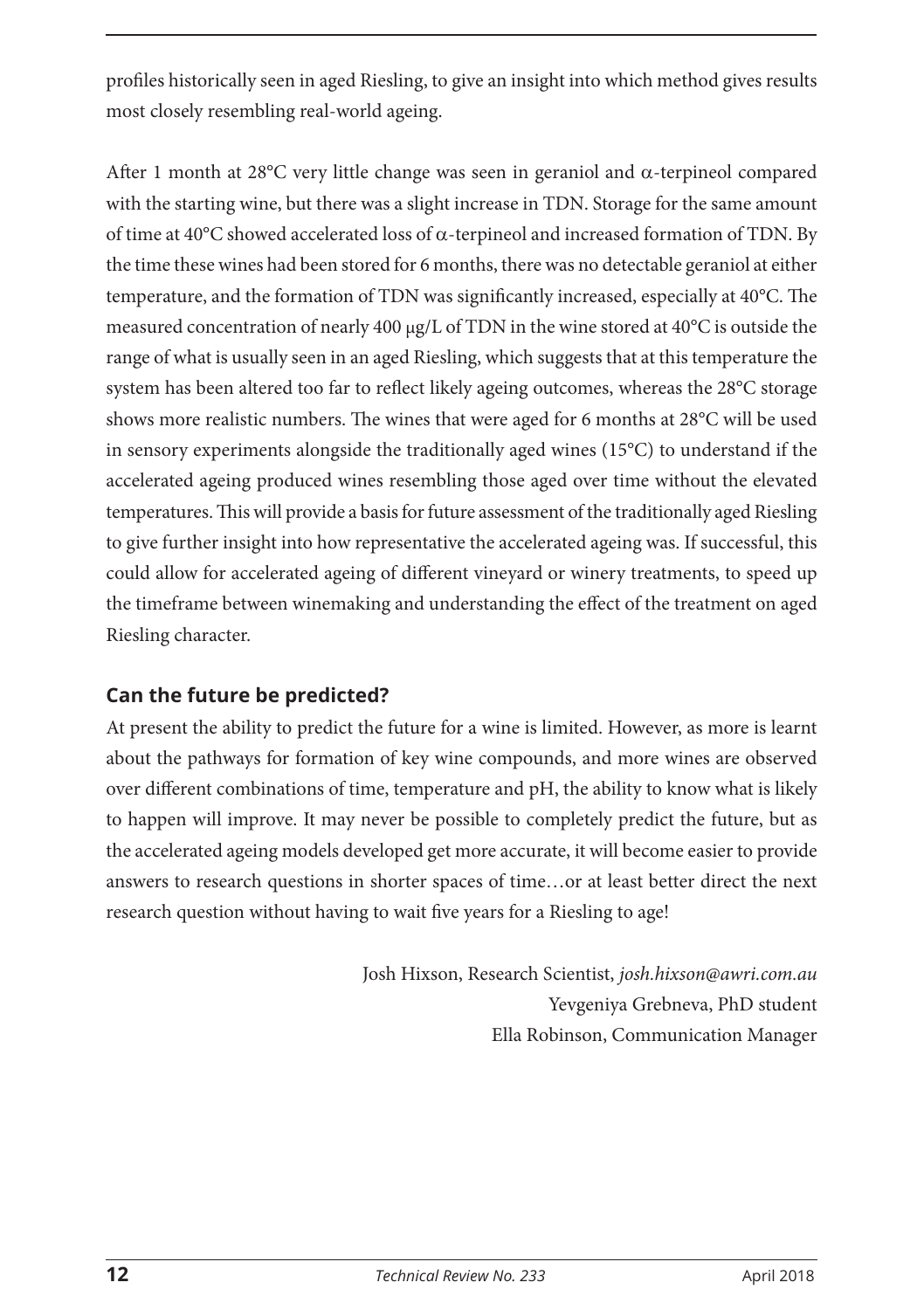profiles historically seen in aged Riesling, to give an insight into which method gives results most closely resembling real-world ageing.

After 1 month at 28°C very little change was seen in geraniol and $\alpha$-terpineol compared with the starting wine, but there was a slight increase in TDN. Storage for the same amount of time at 40°C showed accelerated loss of $\alpha$-terpineol and increased formation of TDN. By the time these wines had been stored for 6 months, there was no detectable geraniol at either temperature, and the formation of TDN was significantly increased, especially at 40°C. The measured concentration of nearly 400 μg/L of TDN in the wine stored at 40°C is outside the range of what is usually seen in an aged Riesling, which suggests that at this temperature the system has been altered too far to reflect likely ageing outcomes, whereas the 28°C storage shows more realistic numbers. The wines that were aged for 6 months at 28°C will be used in sensory experiments alongside the traditionally aged wines (15°C) to understand if the accelerated ageing produced wines resembling those aged over time without the elevated temperatures. This will provide a basis for future assessment of the traditionally aged Riesling to give further insight into how representative the accelerated ageing was. If successful, this could allow for accelerated ageing of different vineyard or winery treatments, to speed up the timeframe between winemaking and understanding the effect of the treatment on aged Riesling character.

## Can the future be predicted?

At present the ability to predict the future for a wine is limited. However, as more is learnt about the pathways for formation of key wine compounds, and more wines are observed over different combinations of time, temperature and pH, the ability to know what is likely to happen will improve. It may never be possible to completely predict the future, but as the accelerated ageing models developed get more accurate, it will become easier to provide answers to research questions in shorter spaces of time…or at least better direct the next research question without having to wait five years for a Riesling to age!

Josh Hixson, Research Scientist, *josh.hixson@awri.com.au*
Yevgeniya Grebneva, PhD student
Ella Robinson, Communication Manager